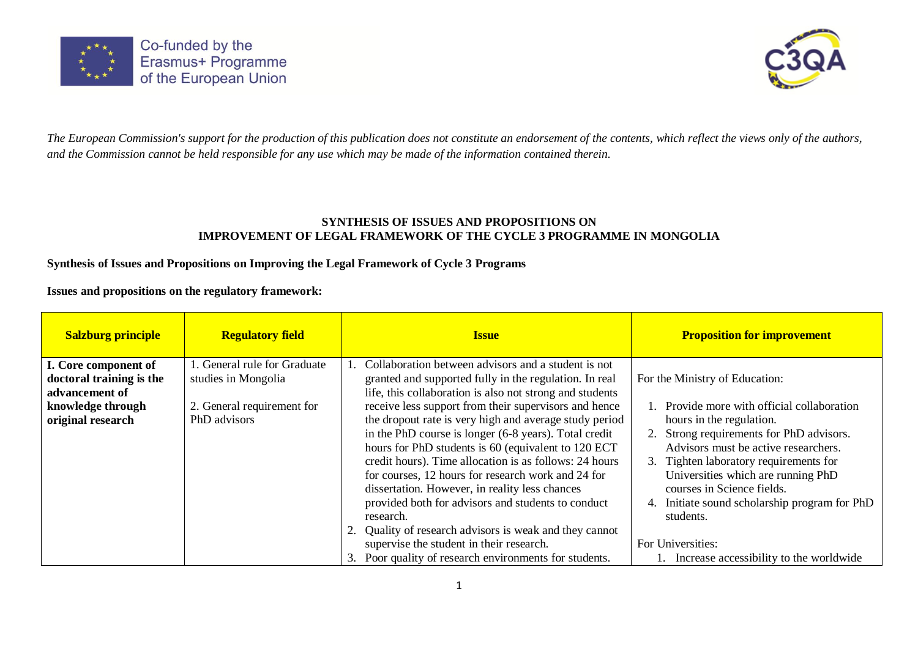Co-funded by the Erasmus+ Programme of the European Union

*The European Commission's support for the production of this publication does not constitute an endorsement of the contents, which reflect the views only of the authors, and the Commission cannot be held responsible for any use which may be made of the information contained therein.*

# SYNTHESIS OF ISSUES AND PROPOSITIONS ON IMPROVEMENT OF LEGAL FRAMEWORK OF THE CYCLE 3 PROGRAMME IN MONGOLIA

**Synthesis of Issues and Propositions on Improving the Legal Framework of Cycle 3 Programs**

**Issues and propositions on the regulatory framework:**

| Salzburg principle | Regulatory field | Issue | Proposition for improvement |
|---|---|---|---|
| **I. Core component of doctoral training is the advancement of knowledge through original research** | 1. General rule for Graduate studies in Mongolia<br><br>2. General requirement for PhD advisors | 1. Collaboration between advisors and a student is not granted and supported fully in the regulation. In real life, this collaboration is also not strong and students receive less support from their supervisors and hence the dropout rate is very high and average study period in the PhD course is longer (6-8 years). Total credit hours for PhD students is 60 (equivalent to 120 ECT credit hours). Time allocation is as follows: 24 hours for courses, 12 hours for research work and 24 for dissertation. However, in reality less chances provided both for advisors and students to conduct research.<br>2. Quality of research advisors is weak and they cannot supervise the student in their research.<br>3. Poor quality of research environments for students. | For the Ministry of Education:<br><br>1. Provide more with official collaboration hours in the regulation.<br>2. Strong requirements for PhD advisors. Advisors must be active researchers.<br>3. Tighten laboratory requirements for Universities which are running PhD courses in Science fields.<br>4. Initiate sound scholarship program for PhD students.<br><br>For Universities:<br>1. Increase accessibility to the worldwide |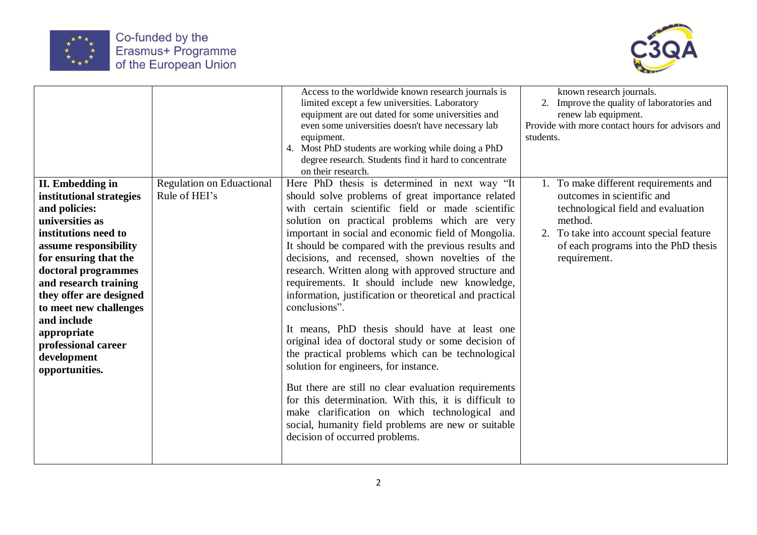| | | | |
|---|---|---|---|
| | | Access to the worldwide known research journals is limited except a few universities. Laboratory equipment are out dated for some universities and even some universities doesn't have necessary lab equipment.<br>4. Most PhD students are working while doing a PhD degree research. Students find it hard to concentrate on their research. | known research journals.<br>2. Improve the quality of laboratories and renew lab equipment.<br>Provide with more contact hours for advisors and students. |
| **II. Embedding in institutional strategies and policies: universities as institutions need to assume responsibility for ensuring that the doctoral programmes and research training they offer are designed to meet new challenges and include appropriate professional career development opportunities.** | Regulation on Eduactional Rule of HEI's | Here PhD thesis is determined in next way "It should solve problems of great importance related with certain scientific field or made scientific solution on practical problems which are very important in social and economic field of Mongolia. It should be compared with the previous results and decisions, and recensed, shown novelties of the research. Written along with approved structure and requirements. It should include new knowledge, information, justification or theoretical and practical conclusions".<br><br>It means, PhD thesis should have at least one original idea of doctoral study or some decision of the practical problems which can be technological solution for engineers, for instance.<br><br>But there are still no clear evaluation requirements for this determination. With this, it is difficult to make clarification on which technological and social, humanity field problems are new or suitable decision of occurred problems. | 1. To make different requirements and outcomes in scientific and technological field and evaluation method.<br>2. To take into account special feature of each programs into the PhD thesis requirement. |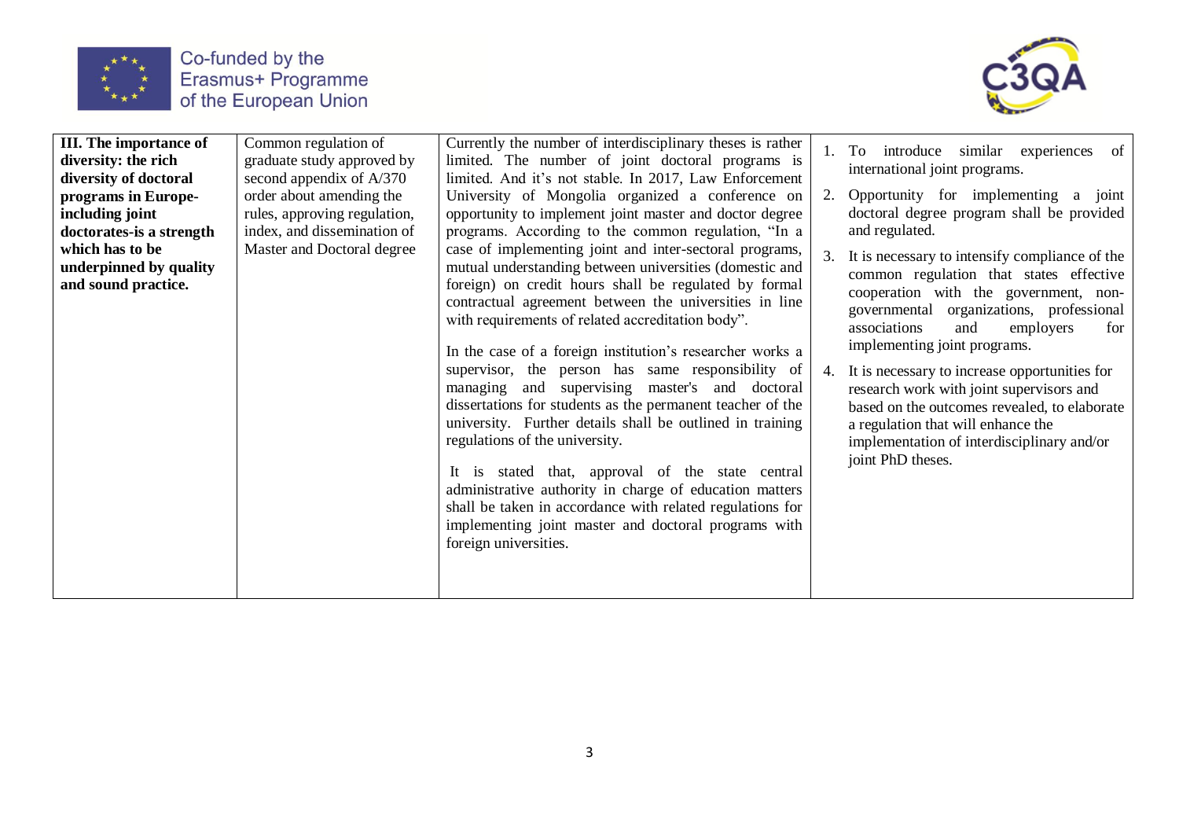| **III. The importance of diversity: the rich diversity of doctoral programs in Europe-including joint doctorates-is a strength which has to be underpinned by quality and sound practice.** | Common regulation of graduate study approved by second appendix of A/370 order about amending the rules, approving regulation, index, and dissemination of Master and Doctoral degree | Currently the number of interdisciplinary theses is rather limited. The number of joint doctoral programs is limited. And it's not stable. In 2017, Law Enforcement University of Mongolia organized a conference on opportunity to implement joint master and doctor degree programs. According to the common regulation, "In a case of implementing joint and inter-sectoral programs, mutual understanding between universities (domestic and foreign) on credit hours shall be regulated by formal contractual agreement between the universities in line with requirements of related accreditation body".<br><br>In the case of a foreign institution's researcher works a supervisor, the person has same responsibility of managing and supervising master's and doctoral dissertations for students as the permanent teacher of the university. Further details shall be outlined in training regulations of the university.<br><br>It is stated that, approval of the state central administrative authority in charge of education matters shall be taken in accordance with related regulations for implementing joint master and doctoral programs with foreign universities. | 1. To introduce similar experiences of international joint programs.<br>2. Opportunity for implementing a joint doctoral degree program shall be provided and regulated.<br>3. It is necessary to intensify compliance of the common regulation that states effective cooperation with the government, non-governmental organizations, professional associations and employers for implementing joint programs.<br>4. It is necessary to increase opportunities for research work with joint supervisors and based on the outcomes revealed, to elaborate a regulation that will enhance the implementation of interdisciplinary and/or joint PhD theses. |
|---|---|---|---|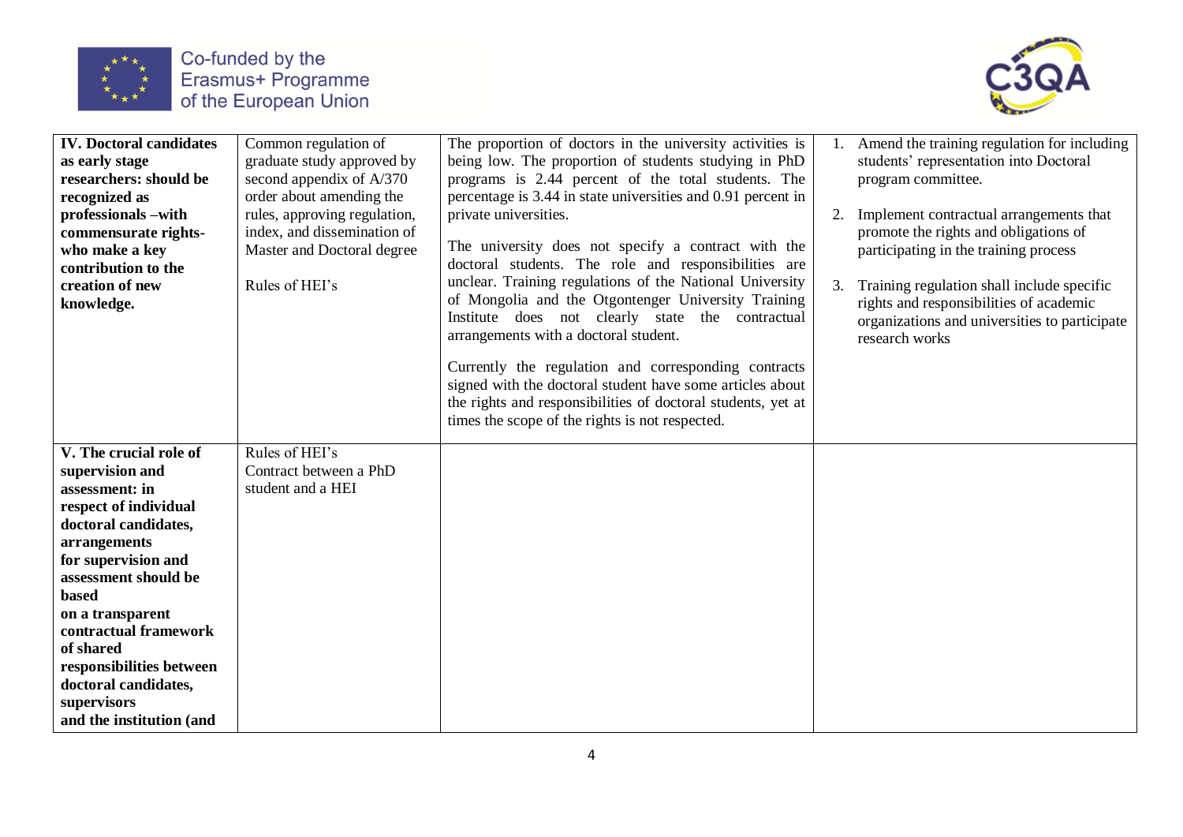| **IV. Doctoral candidates as early stage researchers: should be recognized as professionals –with commensurate rights- who make a key contribution to the creation of new knowledge.** | Common regulation of graduate study approved by second appendix of A/370 order about amending the rules, approving regulation, index, and dissemination of Master and Doctoral degree<br><br>Rules of HEI's | The proportion of doctors in the university activities is being low. The proportion of students studying in PhD programs is 2.44 percent of the total students. The percentage is 3.44 in state universities and 0.91 percent in private universities.<br><br>The university does not specify a contract with the doctoral students. The role and responsibilities are unclear. Training regulations of the National University of Mongolia and the Otgontenger University Training Institute does not clearly state the contractual arrangements with a doctoral student.<br><br>Currently the regulation and corresponding contracts signed with the doctoral student have some articles about the rights and responsibilities of doctoral students, yet at times the scope of the rights is not respected. | 1. Amend the training regulation for including students' representation into Doctoral program committee.<br><br>2. Implement contractual arrangements that promote the rights and obligations of participating in the training process<br><br>3. Training regulation shall include specific rights and responsibilities of academic organizations and universities to participate research works |
|---|---|---|---|
| **V. The crucial role of supervision and assessment: in respect of individual doctoral candidates, arrangements for supervision and assessment should be based on a transparent contractual framework of shared responsibilities between doctoral candidates, supervisors and the institution (and** | Rules of HEI's<br>Contract between a PhD student and a HEI | | |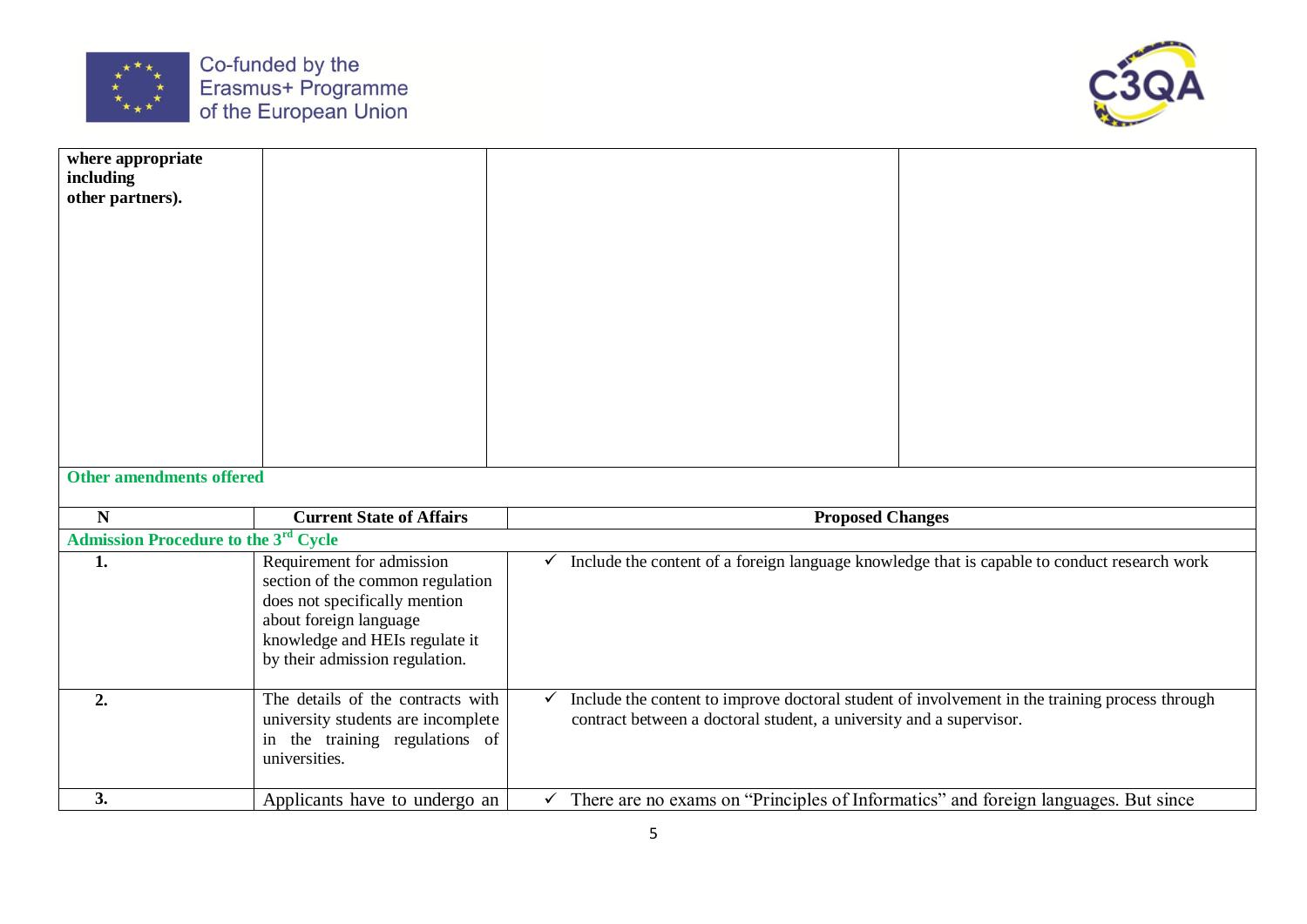| | | | |
|---|---|---|---|
| **where appropriate including other partners).** | | | |

**Other amendments offered**

| N | Current State of Affairs | Proposed Changes |
|---|---|---|
| **Admission Procedure to the 3[rd] Cycle** | | |
| **1.** | Requirement for admission section of the common regulation does not specifically mention about foreign language knowledge and HEIs regulate it by their admission regulation. | ✓ Include the content of a foreign language knowledge that is capable to conduct research work |
| **2.** | The details of the contracts with university students are incomplete in the training regulations of universities. | ✓ Include the content to improve doctoral student of involvement in the training process through contract between a doctoral student, a university and a supervisor. |
| **3.** | Applicants have to undergo an | ✓ There are no exams on "Principles of Informatics" and foreign languages. But since |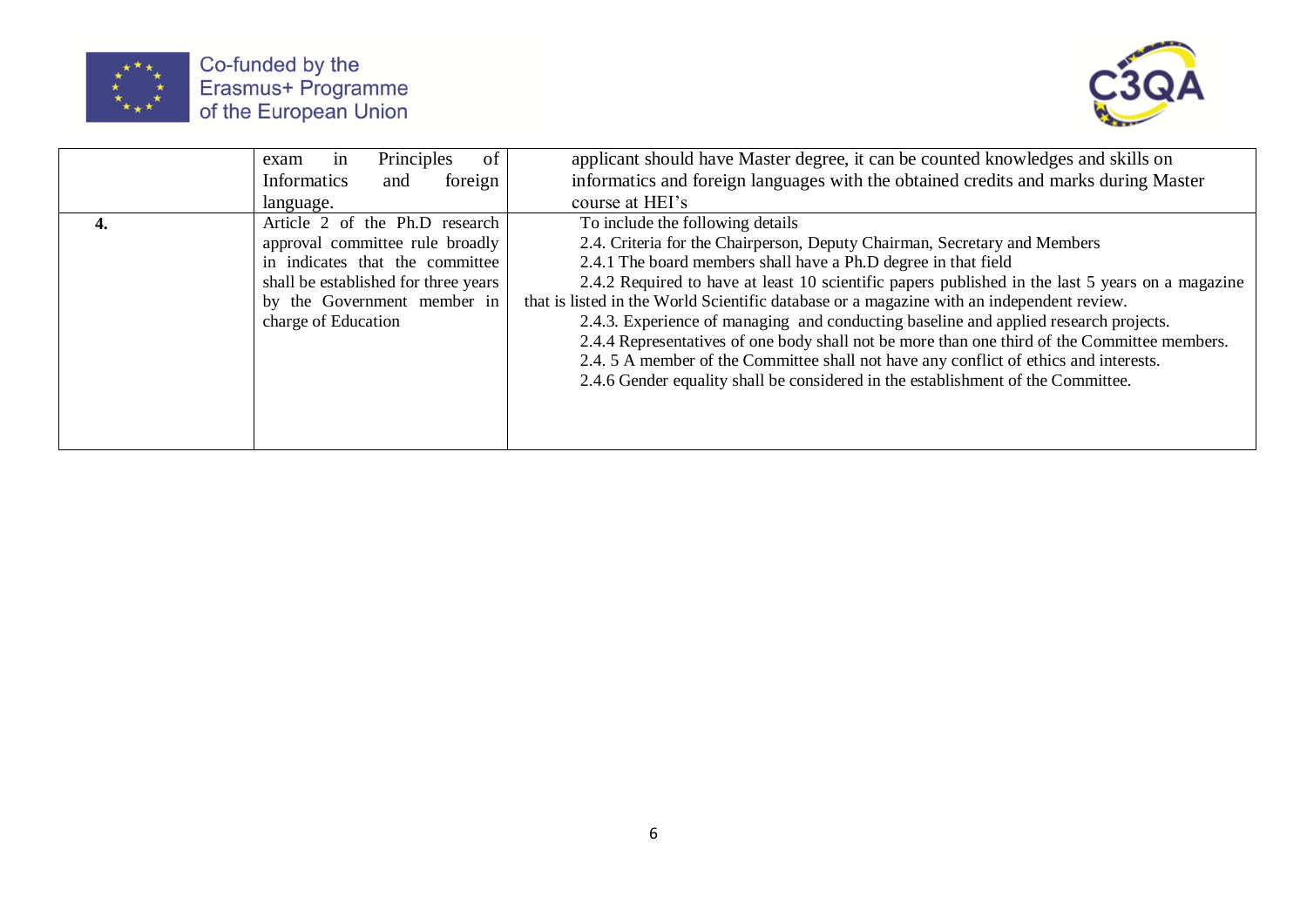| | | |
|---|---|---|
| | exam in Principles of Informatics and foreign language. | applicant should have Master degree, it can be counted knowledges and skills on informatics and foreign languages with the obtained credits and marks during Master course at HEI's |
| **4.** | Article 2 of the Ph.D research approval committee rule broadly in indicates that the committee shall be established for three years by the Government member in charge of Education | To include the following details<br>2.4. Criteria for the Chairperson, Deputy Chairman, Secretary and Members<br>2.4.1 The board members shall have a Ph.D degree in that field<br>2.4.2 Required to have at least 10 scientific papers published in the last 5 years on a magazine that is listed in the World Scientific database or a magazine with an independent review.<br>2.4.3. Experience of managing and conducting baseline and applied research projects.<br>2.4.4 Representatives of one body shall not be more than one third of the Committee members.<br>2.4. 5 A member of the Committee shall not have any conflict of ethics and interests.<br>2.4.6 Gender equality shall be considered in the establishment of the Committee. |